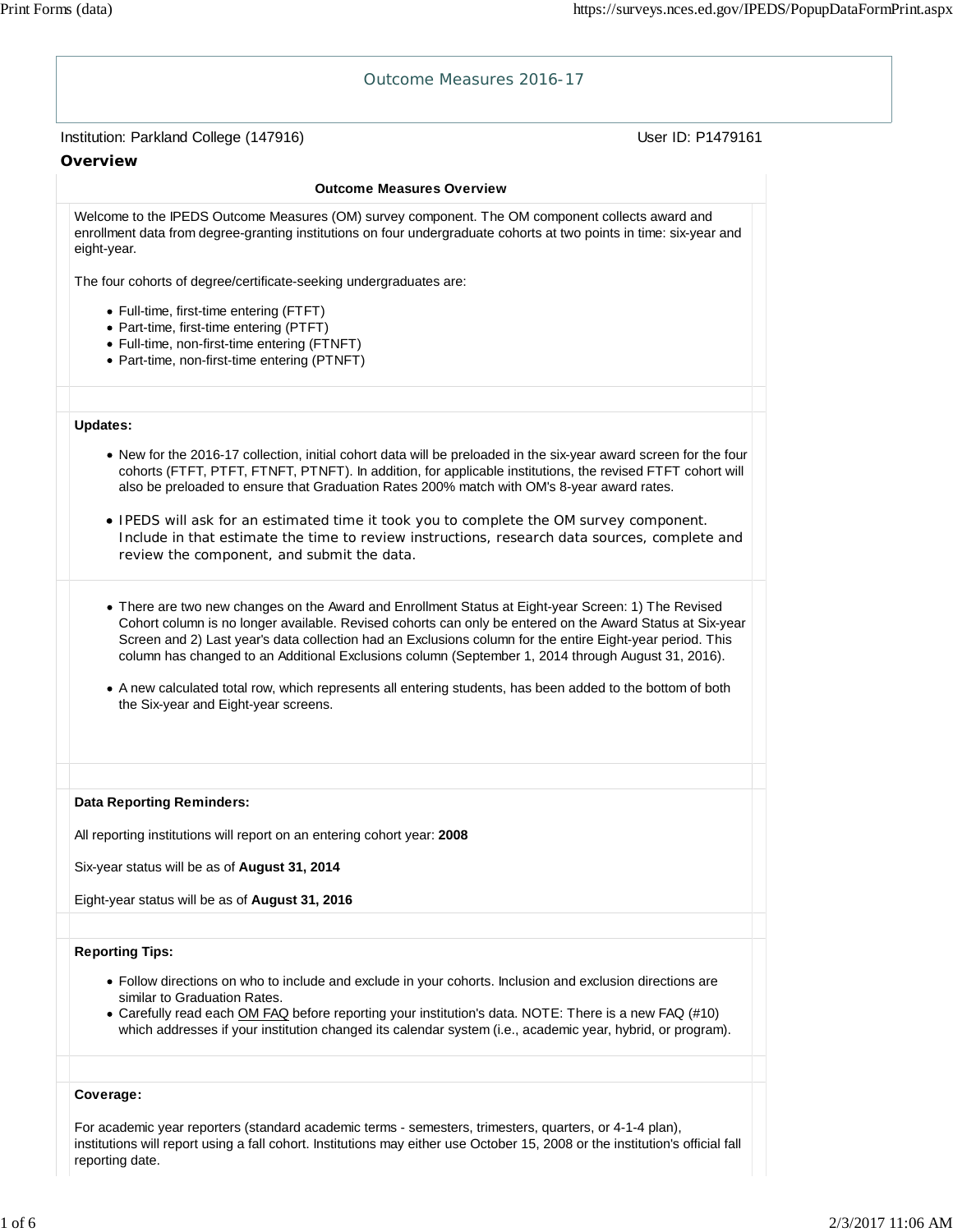# Outcome Measures 2016-17

Institution: Parkland College (147916) User ID: P1479161

## Overview

### Outcome Measures Overview

Welcome to the IPEDS Outcome Measures (OM) survey component. The OM component collects award and enrollment data from degree-granting institutions on four undergraduate cohorts at two points in time: six-year and eight-year.

The four cohorts of degree/certificate-seeking undergraduates are:

- Full-time, first-time entering (FTFT)
- Part-time, first-time entering (PTFT)
- Full-time, non-first-time entering (FTNFT)
- Part-time, non-first-time entering (PTNFT)

**Updates:**

- New for the 2016-17 collection, initial cohort data will be preloaded in the six-year award screen for the four cohorts (FTFT, PTFT, FTNFT, PTNFT). In addition, for applicable institutions, the revised FTFT cohort will also be preloaded to ensure that Graduation Rates 200% match with OM's 8-year award rates.
- IPEDS will ask for an estimated time it took you to complete the OM survey component. Include in that estimate the time to review instructions, research data sources, complete and review the component, and submit the data.

- There are two new changes on the Award and Enrollment Status at Eight-year Screen: 1) The Revised Cohort column is no longer available. Revised cohorts can only be entered on the Award Status at Six-year Screen and 2) Last year's data collection had an Exclusions column for the entire Eight-year period. This column has changed to an Additional Exclusions column (September 1, 2014 through August 31, 2016).
- A new calculated total row, which represents all entering students, has been added to the bottom of both the Six-year and Eight-year screens.

**Data Reporting Reminders:**

All reporting institutions will report on an entering cohort year: **2008**

Six-year status will be as of **August 31, 2014**

Eight-year status will be as of **August 31, 2016**

**Reporting Tips:**

- Follow directions on who to include and exclude in your cohorts. Inclusion and exclusion directions are similar to Graduation Rates.
- Carefully read each OM FAQ before reporting your institution's data. NOTE: There is a new FAQ (#10) which addresses if your institution changed its calendar system (i.e., academic year, hybrid, or program).

**Coverage:**

For academic year reporters (standard academic terms - semesters, trimesters, quarters, or 4-1-4 plan), institutions will report using a fall cohort. Institutions may either use October 15, 2008 or the institution's official fall reporting date.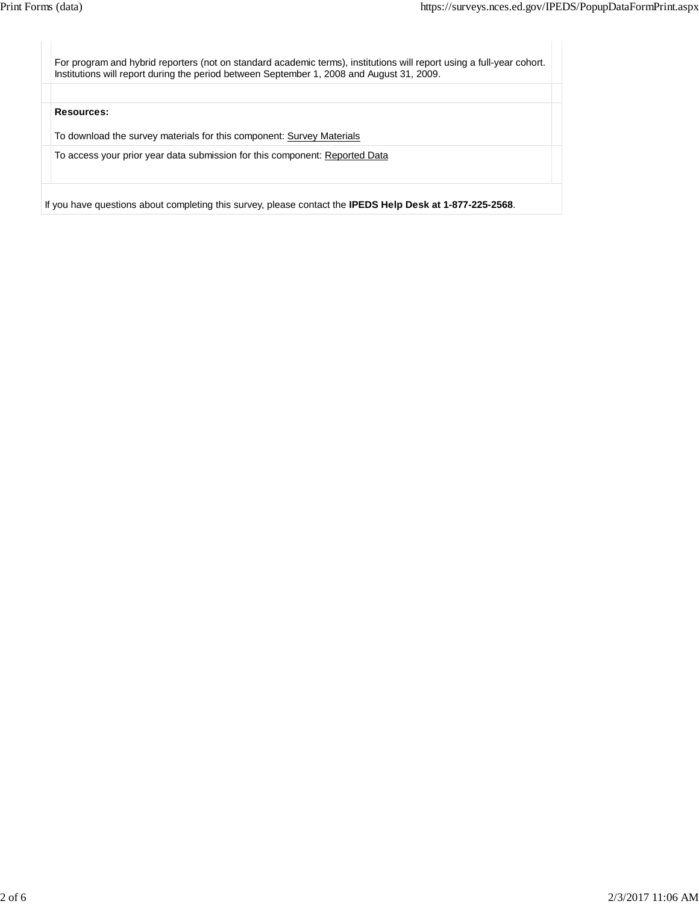For program and hybrid reporters (not on standard academic terms), institutions will report using a full-year cohort. Institutions will report during the period between September 1, 2008 and August 31, 2009.

**Resources:**

To download the survey materials for this component: Survey Materials

To access your prior year data submission for this component: Reported Data

If you have questions about completing this survey, please contact the **IPEDS Help Desk at 1-877-225-2568**.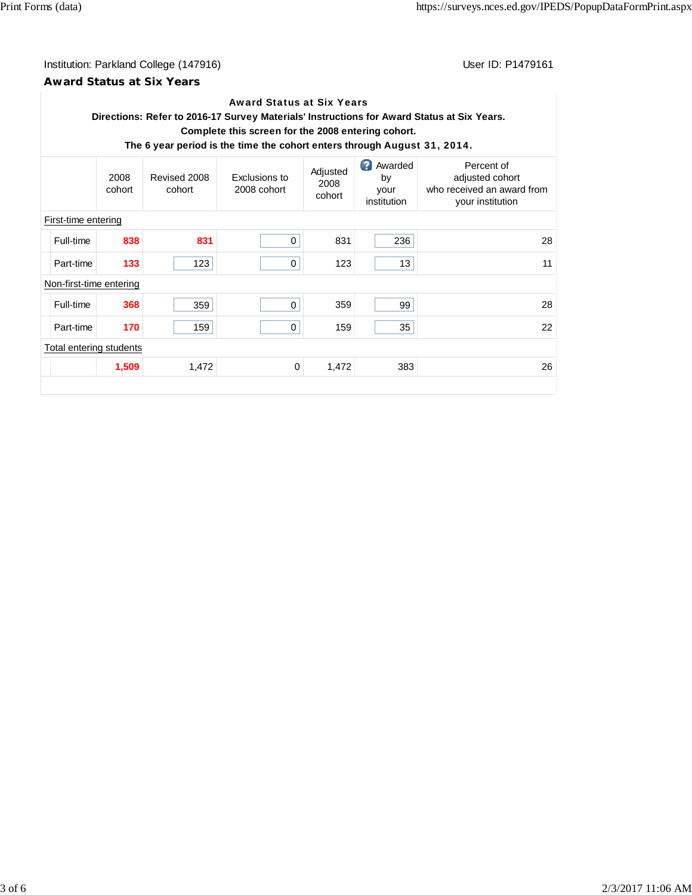Institution: Parkland College (147916)

User ID: P1479161

## Award Status at Six Years

**Award Status at Six Years**

**Directions: Refer to 2016-17 Survey Materials' Instructions for Award Status at Six Years.**
**Complete this screen for the 2008 entering cohort.**
**The 6 year period is the time the cohort enters through August 31, 2014.**

| | | 2008 cohort | Revised 2008 cohort | Exclusions to 2008 cohort | Adjusted 2008 cohort | Awarded by your institution | Percent of adjusted cohort who received an award from your institution |
|---|---|---|---|---|---|---|---|
| First-time entering | | | | | | | |
| | Full-time | **838** | **831** | 0 | 831 | 236 | 28 |
| | Part-time | **133** | 123 | 0 | 123 | 13 | 11 |
| Non-first-time entering | | | | | | | |
| | Full-time | **368** | 359 | 0 | 359 | 99 | 28 |
| | Part-time | **170** | 159 | 0 | 159 | 35 | 22 |
| Total entering students | | | | | | | |
| | | **1,509** | 1,472 | 0 | 1,472 | 383 | 26 |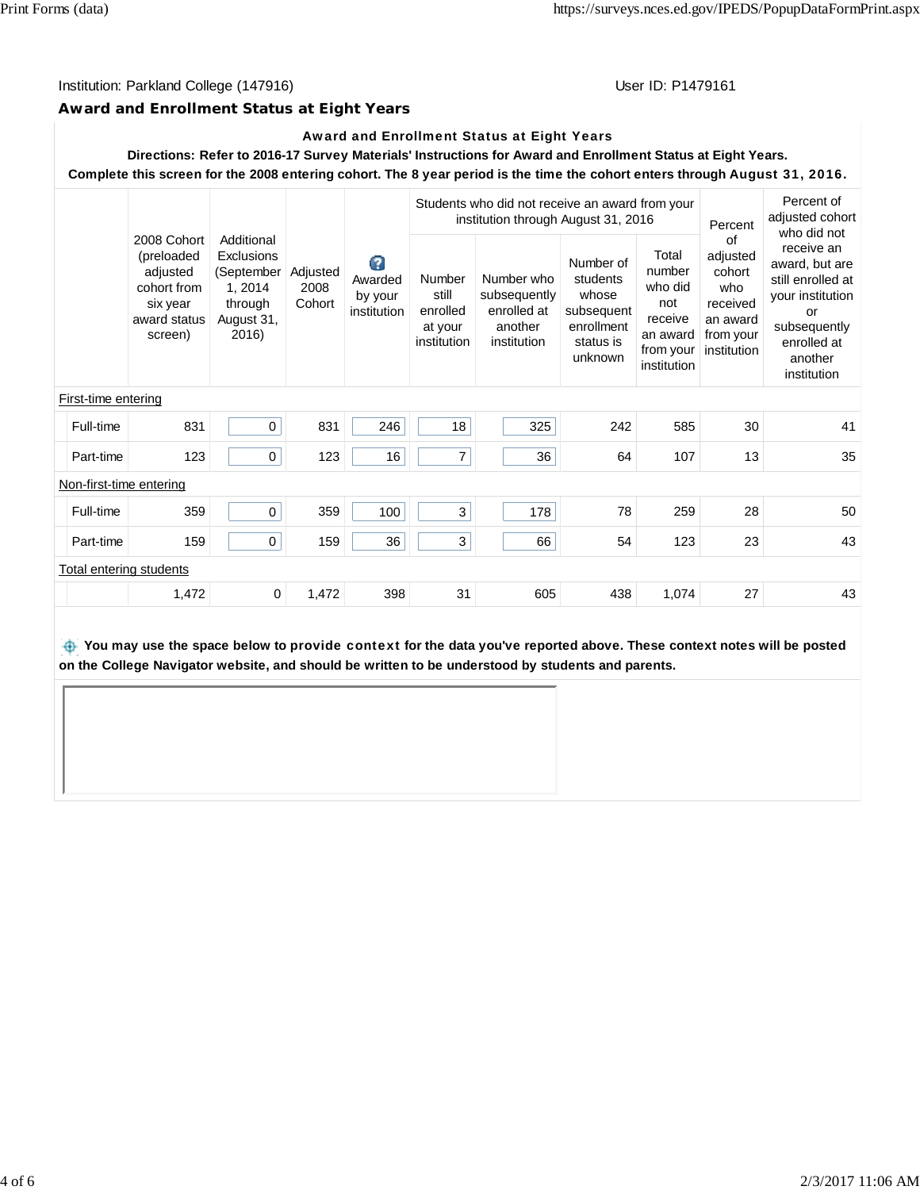Institution: Parkland College (147916)

User ID: P1479161

## Award and Enrollment Status at Eight Years

**Award and Enrollment Status at Eight Years**

**Directions: Refer to 2016-17 Survey Materials' Instructions for Award and Enrollment Status at Eight Years.**

**Complete this screen for the 2008 entering cohort. The 8 year period is the time the cohort enters through August 31, 2016.**

| | 2008 Cohort (preloaded adjusted cohort from six year award status screen) | Additional Exclusions (September 1, 2014 through August 31, 2016) | Adjusted 2008 Cohort | Awarded by your institution | Students who did not receive an award from your institution through August 31, 2016 | | | | Percent of adjusted cohort who received an award from your institution | Percent of adjusted cohort who did not receive an award, but are still enrolled at your institution or subsequently enrolled at another institution |
|---|---|---|---|---|---|---|---|---|---|---|
| | | | | | Number still enrolled at your institution | Number who subsequently enrolled at another institution | Number of students whose subsequent enrollment status is unknown | Total number who did not receive an award from your institution | | |
| First-time entering | | | | | | | | | | |
| Full-time | 831 | 0 | 831 | 246 | 18 | 325 | 242 | 585 | 30 | 41 |
| Part-time | 123 | 0 | 123 | 16 | 7 | 36 | 64 | 107 | 13 | 35 |
| Non-first-time entering | | | | | | | | | | |
| Full-time | 359 | 0 | 359 | 100 | 3 | 178 | 78 | 259 | 28 | 50 |
| Part-time | 159 | 0 | 159 | 36 | 3 | 66 | 54 | 123 | 23 | 43 |
| Total entering students | | | | | | | | | | |
| | 1,472 | 0 | 1,472 | 398 | 31 | 605 | 438 | 1,074 | 27 | 43 |

**You may use the space below to provide context for the data you've reported above. These context notes will be posted on the College Navigator website, and should be written to be understood by students and parents.**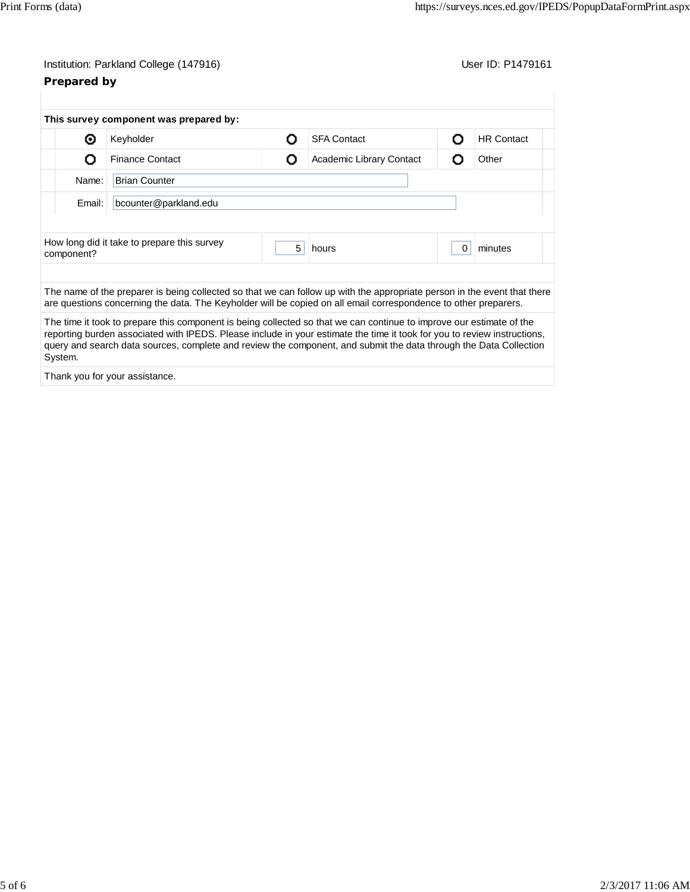Institution: Parkland College (147916) User ID: P1479161

### Prepared by

**This survey component was prepared by:**

| | | | | | |
|---|---|---|---|---|---|
| ◉ | Keyholder | ○ | SFA Contact | ○ | HR Contact |
| ○ | Finance Contact | ○ | Academic Library Contact | ○ | Other |

Name: Brian Counter

Email: bcounter@parkland.edu

| How long did it take to prepare this survey component? | 5 | hours | 0 | minutes |
|---|---|---|---|---|

The name of the preparer is being collected so that we can follow up with the appropriate person in the event that there are questions concerning the data. The Keyholder will be copied on all email correspondence to other preparers.

The time it took to prepare this component is being collected so that we can continue to improve our estimate of the reporting burden associated with IPEDS. Please include in your estimate the time it took for you to review instructions, query and search data sources, complete and review the component, and submit the data through the Data Collection System.

Thank you for your assistance.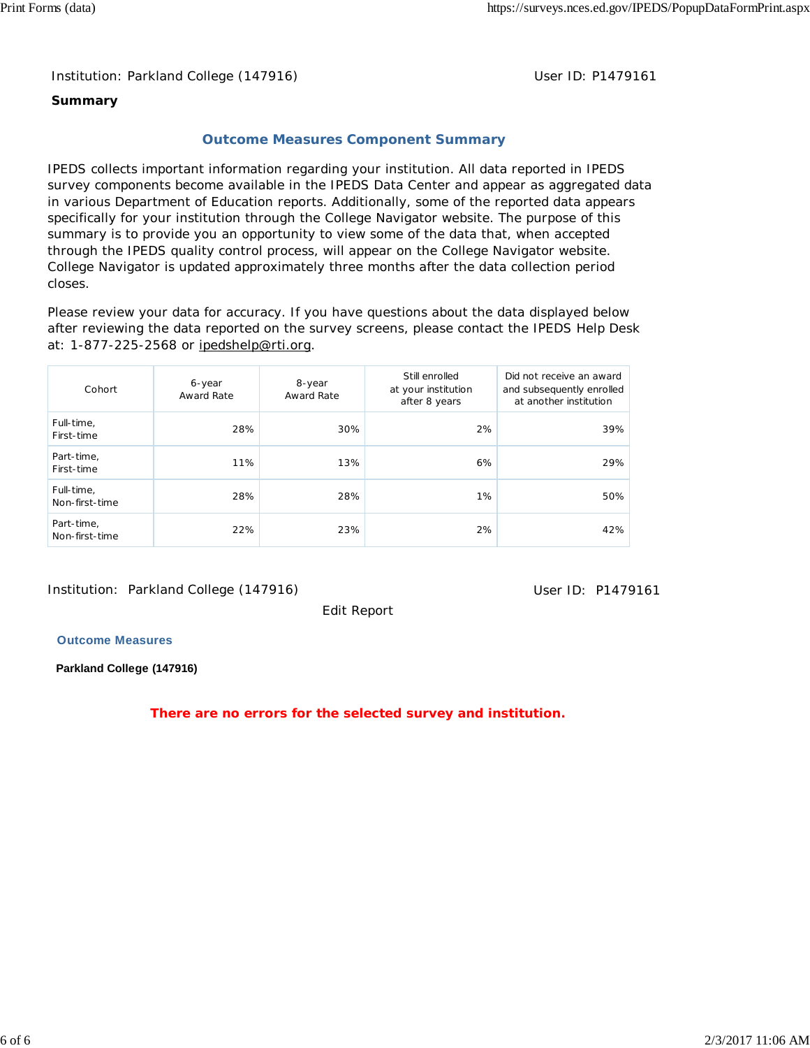Institution: Parkland College (147916) User ID: P1479161

**Summary**

## Outcome Measures Component Summary

IPEDS collects important information regarding your institution. All data reported in IPEDS survey components become available in the IPEDS Data Center and appear as aggregated data in various Department of Education reports. Additionally, some of the reported data appears specifically for your institution through the College Navigator website. The purpose of this summary is to provide you an opportunity to view some of the data that, when accepted through the IPEDS quality control process, will appear on the College Navigator website. College Navigator is updated approximately three months after the data collection period closes.

Please review your data for accuracy. If you have questions about the data displayed below after reviewing the data reported on the survey screens, please contact the IPEDS Help Desk at: 1-877-225-2568 or ipedshelp@rti.org.

| Cohort | 6-year Award Rate | 8-year Award Rate | Still enrolled at your institution after 8 years | Did not receive an award and subsequently enrolled at another institution |
|---|---|---|---|---|
| Full-time, First-time | 28% | 30% | 2% | 39% |
| Part-time, First-time | 11% | 13% | 6% | 29% |
| Full-time, Non-first-time | 28% | 28% | 1% | 50% |
| Part-time, Non-first-time | 22% | 23% | 2% | 42% |

Institution: Parkland College (147916) User ID: P1479161

Edit Report

### Outcome Measures

**Parkland College (147916)**

**There are no errors for the selected survey and institution.**